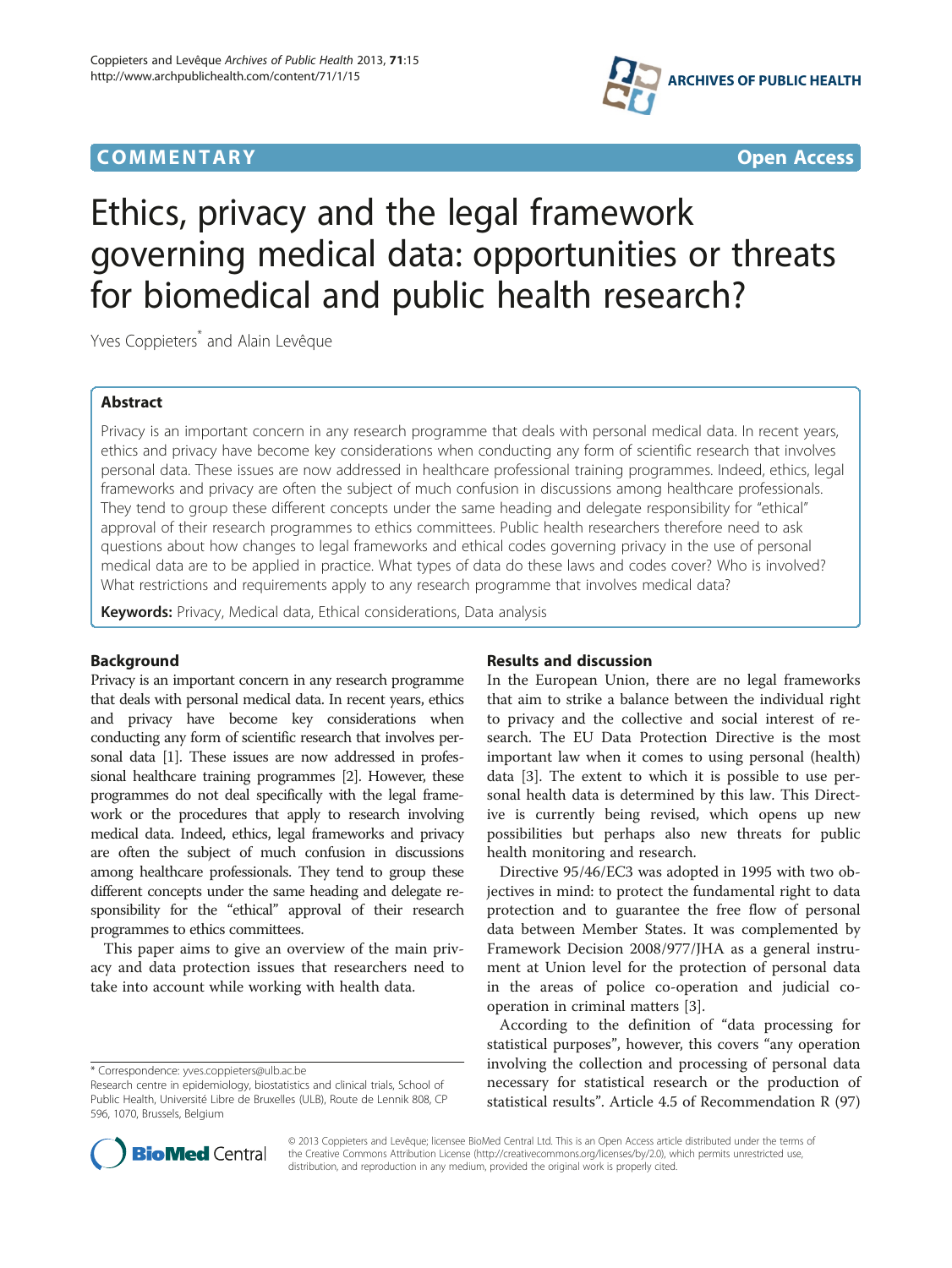**COMMENTARY** **Open Access**

# Ethics, privacy and the legal framework governing medical data: opportunities or threats for biomedical and public health research?

Yves Coppieters* and Alain Levêque

## Abstract

Privacy is an important concern in any research programme that deals with personal medical data. In recent years, ethics and privacy have become key considerations when conducting any form of scientific research that involves personal data. These issues are now addressed in healthcare professional training programmes. Indeed, ethics, legal frameworks and privacy are often the subject of much confusion in discussions among healthcare professionals. They tend to group these different concepts under the same heading and delegate responsibility for "ethical" approval of their research programmes to ethics committees. Public health researchers therefore need to ask questions about how changes to legal frameworks and ethical codes governing privacy in the use of personal medical data are to be applied in practice. What types of data do these laws and codes cover? Who is involved? What restrictions and requirements apply to any research programme that involves medical data?

**Keywords:** Privacy, Medical data, Ethical considerations, Data analysis

## Background

Privacy is an important concern in any research programme that deals with personal medical data. In recent years, ethics and privacy have become key considerations when conducting any form of scientific research that involves personal data [1]. These issues are now addressed in professional healthcare training programmes [2]. However, these programmes do not deal specifically with the legal framework or the procedures that apply to research involving medical data. Indeed, ethics, legal frameworks and privacy are often the subject of much confusion in discussions among healthcare professionals. They tend to group these different concepts under the same heading and delegate responsibility for the "ethical" approval of their research programmes to ethics committees.

This paper aims to give an overview of the main privacy and data protection issues that researchers need to take into account while working with health data.

\* Correspondence: yves.coppieters@ulb.ac.be
Research centre in epidemiology, biostatistics and clinical trials, School of Public Health, Université Libre de Bruxelles (ULB), Route de Lennik 808, CP 596, 1070, Brussels, Belgium

## Results and discussion

In the European Union, there are no legal frameworks that aim to strike a balance between the individual right to privacy and the collective and social interest of research. The EU Data Protection Directive is the most important law when it comes to using personal (health) data [3]. The extent to which it is possible to use personal health data is determined by this law. This Directive is currently being revised, which opens up new possibilities but perhaps also new threats for public health monitoring and research.

Directive 95/46/EC3 was adopted in 1995 with two objectives in mind: to protect the fundamental right to data protection and to guarantee the free flow of personal data between Member States. It was complemented by Framework Decision 2008/977/JHA as a general instrument at Union level for the protection of personal data in the areas of police co-operation and judicial co-operation in criminal matters [3].

According to the definition of "data processing for statistical purposes", however, this covers "any operation involving the collection and processing of personal data necessary for statistical research or the production of statistical results". Article 4.5 of Recommendation R (97)

© 2013 Coppieters and Levêque; licensee BioMed Central Ltd. This is an Open Access article distributed under the terms of the Creative Commons Attribution License (http://creativecommons.org/licenses/by/2.0), which permits unrestricted use, distribution, and reproduction in any medium, provided the original work is properly cited.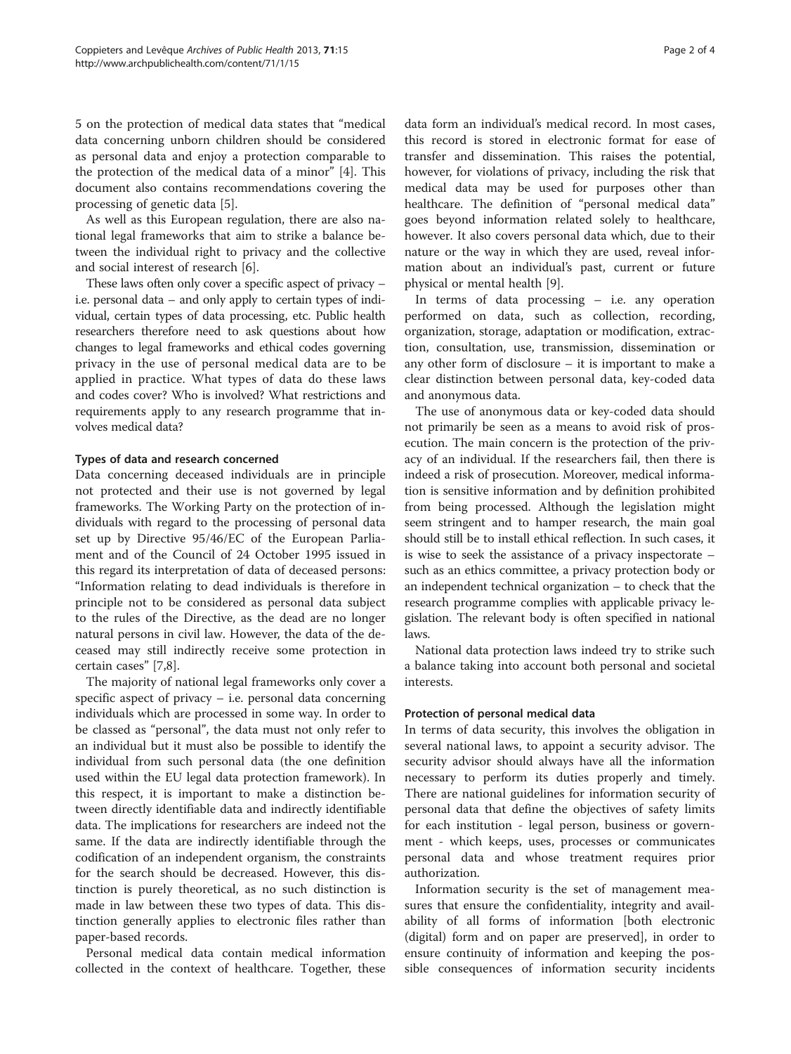5 on the protection of medical data states that "medical data concerning unborn children should be considered as personal data and enjoy a protection comparable to the protection of the medical data of a minor" [4]. This document also contains recommendations covering the processing of genetic data [5].

As well as this European regulation, there are also national legal frameworks that aim to strike a balance between the individual right to privacy and the collective and social interest of research [6].

These laws often only cover a specific aspect of privacy – i.e. personal data – and only apply to certain types of individual, certain types of data processing, etc. Public health researchers therefore need to ask questions about how changes to legal frameworks and ethical codes governing privacy in the use of personal medical data are to be applied in practice. What types of data do these laws and codes cover? Who is involved? What restrictions and requirements apply to any research programme that involves medical data?

### Types of data and research concerned

Data concerning deceased individuals are in principle not protected and their use is not governed by legal frameworks. The Working Party on the protection of individuals with regard to the processing of personal data set up by Directive 95/46/EC of the European Parliament and of the Council of 24 October 1995 issued in this regard its interpretation of data of deceased persons: "Information relating to dead individuals is therefore in principle not to be considered as personal data subject to the rules of the Directive, as the dead are no longer natural persons in civil law. However, the data of the deceased may still indirectly receive some protection in certain cases" [7,8].

The majority of national legal frameworks only cover a specific aspect of privacy – i.e. personal data concerning individuals which are processed in some way. In order to be classed as "personal", the data must not only refer to an individual but it must also be possible to identify the individual from such personal data (the one definition used within the EU legal data protection framework). In this respect, it is important to make a distinction between directly identifiable data and indirectly identifiable data. The implications for researchers are indeed not the same. If the data are indirectly identifiable through the codification of an independent organism, the constraints for the search should be decreased. However, this distinction is purely theoretical, as no such distinction is made in law between these two types of data. This distinction generally applies to electronic files rather than paper-based records.

Personal medical data contain medical information collected in the context of healthcare. Together, these data form an individual's medical record. In most cases, this record is stored in electronic format for ease of transfer and dissemination. This raises the potential, however, for violations of privacy, including the risk that medical data may be used for purposes other than healthcare. The definition of "personal medical data" goes beyond information related solely to healthcare, however. It also covers personal data which, due to their nature or the way in which they are used, reveal information about an individual's past, current or future physical or mental health [9].

In terms of data processing – i.e. any operation performed on data, such as collection, recording, organization, storage, adaptation or modification, extraction, consultation, use, transmission, dissemination or any other form of disclosure – it is important to make a clear distinction between personal data, key-coded data and anonymous data.

The use of anonymous data or key-coded data should not primarily be seen as a means to avoid risk of prosecution. The main concern is the protection of the privacy of an individual. If the researchers fail, then there is indeed a risk of prosecution. Moreover, medical information is sensitive information and by definition prohibited from being processed. Although the legislation might seem stringent and to hamper research, the main goal should still be to install ethical reflection. In such cases, it is wise to seek the assistance of a privacy inspectorate – such as an ethics committee, a privacy protection body or an independent technical organization – to check that the research programme complies with applicable privacy legislation. The relevant body is often specified in national laws.

National data protection laws indeed try to strike such a balance taking into account both personal and societal interests.

### Protection of personal medical data

In terms of data security, this involves the obligation in several national laws, to appoint a security advisor. The security advisor should always have all the information necessary to perform its duties properly and timely. There are national guidelines for information security of personal data that define the objectives of safety limits for each institution - legal person, business or government - which keeps, uses, processes or communicates personal data and whose treatment requires prior authorization.

Information security is the set of management measures that ensure the confidentiality, integrity and availability of all forms of information [both electronic (digital) form and on paper are preserved], in order to ensure continuity of information and keeping the possible consequences of information security incidents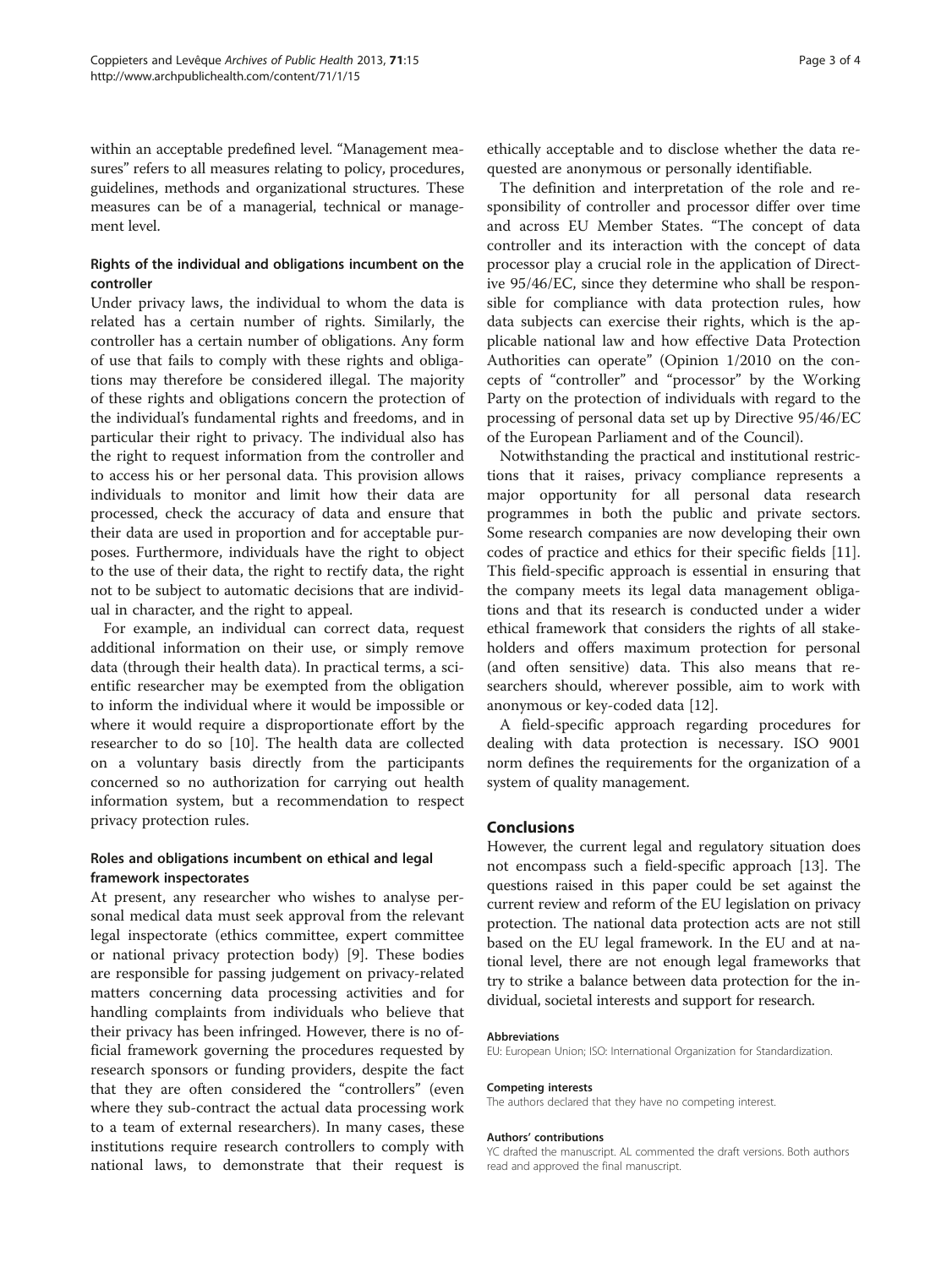within an acceptable predefined level. "Management measures" refers to all measures relating to policy, procedures, guidelines, methods and organizational structures. These measures can be of a managerial, technical or management level.

### Rights of the individual and obligations incumbent on the controller

Under privacy laws, the individual to whom the data is related has a certain number of rights. Similarly, the controller has a certain number of obligations. Any form of use that fails to comply with these rights and obligations may therefore be considered illegal. The majority of these rights and obligations concern the protection of the individual's fundamental rights and freedoms, and in particular their right to privacy. The individual also has the right to request information from the controller and to access his or her personal data. This provision allows individuals to monitor and limit how their data are processed, check the accuracy of data and ensure that their data are used in proportion and for acceptable purposes. Furthermore, individuals have the right to object to the use of their data, the right to rectify data, the right not to be subject to automatic decisions that are individual in character, and the right to appeal.

For example, an individual can correct data, request additional information on their use, or simply remove data (through their health data). In practical terms, a scientific researcher may be exempted from the obligation to inform the individual where it would be impossible or where it would require a disproportionate effort by the researcher to do so [10]. The health data are collected on a voluntary basis directly from the participants concerned so no authorization for carrying out health information system, but a recommendation to respect privacy protection rules.

### Roles and obligations incumbent on ethical and legal framework inspectorates

At present, any researcher who wishes to analyse personal medical data must seek approval from the relevant legal inspectorate (ethics committee, expert committee or national privacy protection body) [9]. These bodies are responsible for passing judgement on privacy-related matters concerning data processing activities and for handling complaints from individuals who believe that their privacy has been infringed. However, there is no official framework governing the procedures requested by research sponsors or funding providers, despite the fact that they are often considered the "controllers" (even where they sub-contract the actual data processing work to a team of external researchers). In many cases, these institutions require research controllers to comply with national laws, to demonstrate that their request is ethically acceptable and to disclose whether the data requested are anonymous or personally identifiable.

The definition and interpretation of the role and responsibility of controller and processor differ over time and across EU Member States. "The concept of data controller and its interaction with the concept of data processor play a crucial role in the application of Directive 95/46/EC, since they determine who shall be responsible for compliance with data protection rules, how data subjects can exercise their rights, which is the applicable national law and how effective Data Protection Authorities can operate" (Opinion 1/2010 on the concepts of "controller" and "processor" by the Working Party on the protection of individuals with regard to the processing of personal data set up by Directive 95/46/EC of the European Parliament and of the Council).

Notwithstanding the practical and institutional restrictions that it raises, privacy compliance represents a major opportunity for all personal data research programmes in both the public and private sectors. Some research companies are now developing their own codes of practice and ethics for their specific fields [11]. This field-specific approach is essential in ensuring that the company meets its legal data management obligations and that its research is conducted under a wider ethical framework that considers the rights of all stakeholders and offers maximum protection for personal (and often sensitive) data. This also means that researchers should, wherever possible, aim to work with anonymous or key-coded data [12].

A field-specific approach regarding procedures for dealing with data protection is necessary. ISO 9001 norm defines the requirements for the organization of a system of quality management.

## Conclusions

However, the current legal and regulatory situation does not encompass such a field-specific approach [13]. The questions raised in this paper could be set against the current review and reform of the EU legislation on privacy protection. The national data protection acts are not still based on the EU legal framework. In the EU and at national level, there are not enough legal frameworks that try to strike a balance between data protection for the individual, societal interests and support for research.

#### Abbreviations

EU: European Union; ISO: International Organization for Standardization.

#### Competing interests

The authors declared that they have no competing interest.

#### Authors' contributions

YC drafted the manuscript. AL commented the draft versions. Both authors read and approved the final manuscript.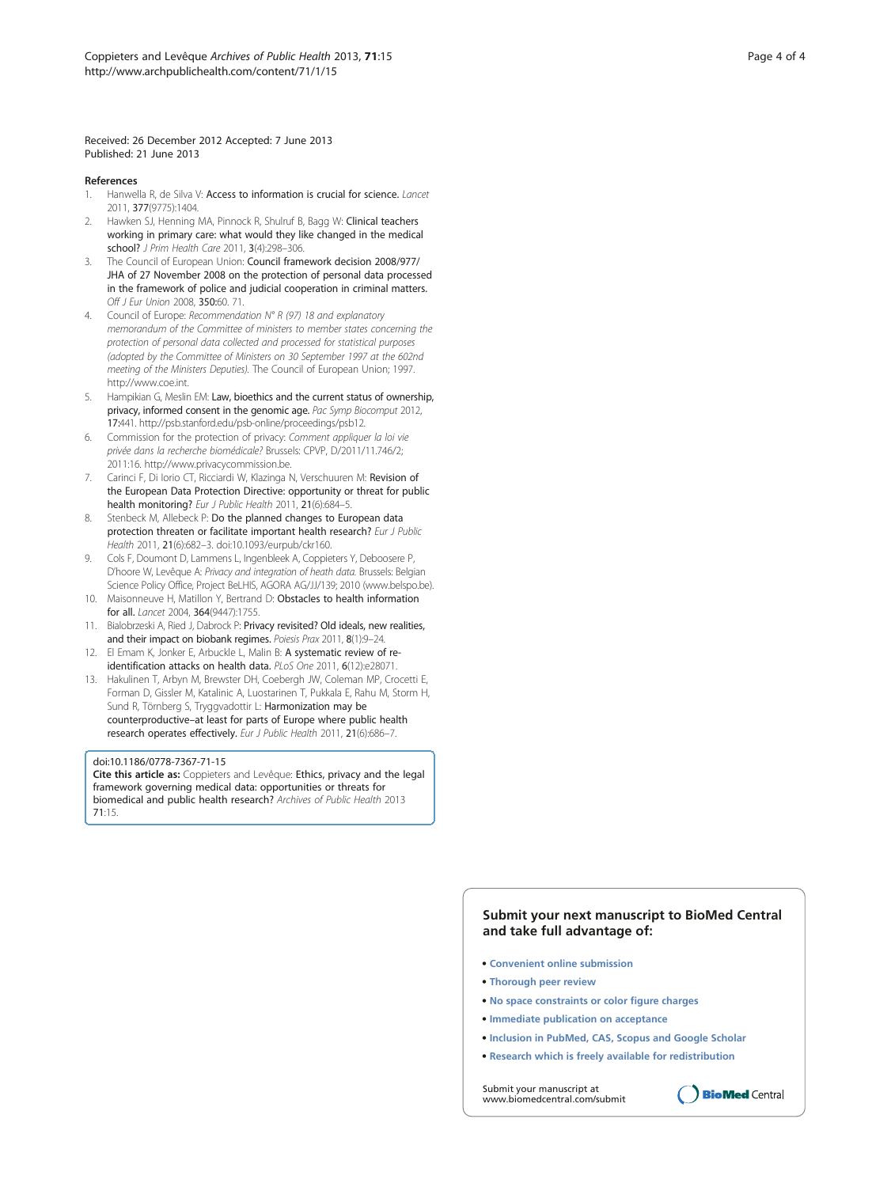Received: 26 December 2012 Accepted: 7 June 2013
Published: 21 June 2013

## References

1. Hanwella R, de Silva V: **Access to information is crucial for science.** *Lancet* 2011, **377**(9775):1404.
2. Hawken SJ, Henning MA, Pinnock R, Shulruf B, Bagg W: **Clinical teachers working in primary care: what would they like changed in the medical school?** *J Prim Health Care* 2011, **3**(4):298–306.
3. The Council of European Union: **Council framework decision 2008/977/JHA of 27 November 2008 on the protection of personal data processed in the framework of police and judicial cooperation in criminal matters.** *Off J Eur Union* 2008, **350**:60. 71.
4. Council of Europe: *Recommendation N° R (97) 18 and explanatory memorandum of the Committee of ministers to member states concerning the protection of personal data collected and processed for statistical purposes (adopted by the Committee of Ministers on 30 September 1997 at the 602nd meeting of the Ministers Deputies).* The Council of European Union; 1997. http://www.coe.int.
5. Hampikian G, Meslin EM: **Law, bioethics and the current status of ownership, privacy, informed consent in the genomic age.** *Pac Symp Biocomput* 2012, **17**:441. http://psb.stanford.edu/psb-online/proceedings/psb12.
6. Commission for the protection of privacy: *Comment appliquer la loi vie privée dans la recherche biomédicale?* Brussels: CPVP, D/2011/11.746/2; 2011:16. http://www.privacycommission.be.
7. Carinci F, Di Iorio CT, Ricciardi W, Klazinga N, Verschuuren M: **Revision of the European Data Protection Directive: opportunity or threat for public health monitoring?** *Eur J Public Health* 2011, **21**(6):684–5.
8. Stenbeck M, Allebeck P: **Do the planned changes to European data protection threaten or facilitate important health research?** *Eur J Public Health* 2011, **21**(6):682–3. doi:10.1093/eurpub/ckr160.
9. Cols F, Doumont D, Lammens L, Ingenbleek A, Coppieters Y, Deboosere P, D'hoore W, Levêque A: *Privacy and integration of heath data.* Brussels: Belgian Science Policy Office, Project BeLHIS, AGORA AG/JJ/139; 2010 (www.belspo.be).
10. Maisonneuve H, Matillon Y, Bertrand D: **Obstacles to health information for all.** *Lancet* 2004, **364**(9447):1755.
11. Bialobrzeski A, Ried J, Dabrock P: **Privacy revisited? Old ideals, new realities, and their impact on biobank regimes.** *Poiesis Prax* 2011, **8**(1):9–24.
12. El Emam K, Jonker E, Arbuckle L, Malin B: **A systematic review of re-identification attacks on health data.** *PLoS One* 2011, **6**(12):e28071.
13. Hakulinen T, Arbyn M, Brewster DH, Coebergh JW, Coleman MP, Crocetti E, Forman D, Gissler M, Katalinic A, Luostarinen T, Pukkala E, Rahu M, Storm H, Sund R, Törnberg S, Tryggvadottir L: **Harmonization may be counterproductive–at least for parts of Europe where public health research operates effectively.** *Eur J Public Health* 2011, **21**(6):686–7.

doi:10.1186/0778-7367-71-15
**Cite this article as:** Coppieters and Levêque: Ethics, privacy and the legal framework governing medical data: opportunities or threats for biomedical and public health research? *Archives of Public Health* 2013 **71**:15.

**Submit your next manuscript to BioMed Central and take full advantage of:**

- **Convenient online submission**
- **Thorough peer review**
- **No space constraints or color figure charges**
- **Immediate publication on acceptance**
- **Inclusion in PubMed, CAS, Scopus and Google Scholar**
- **Research which is freely available for redistribution**

Submit your manuscript at
www.biomedcentral.com/submit

BioMed Central